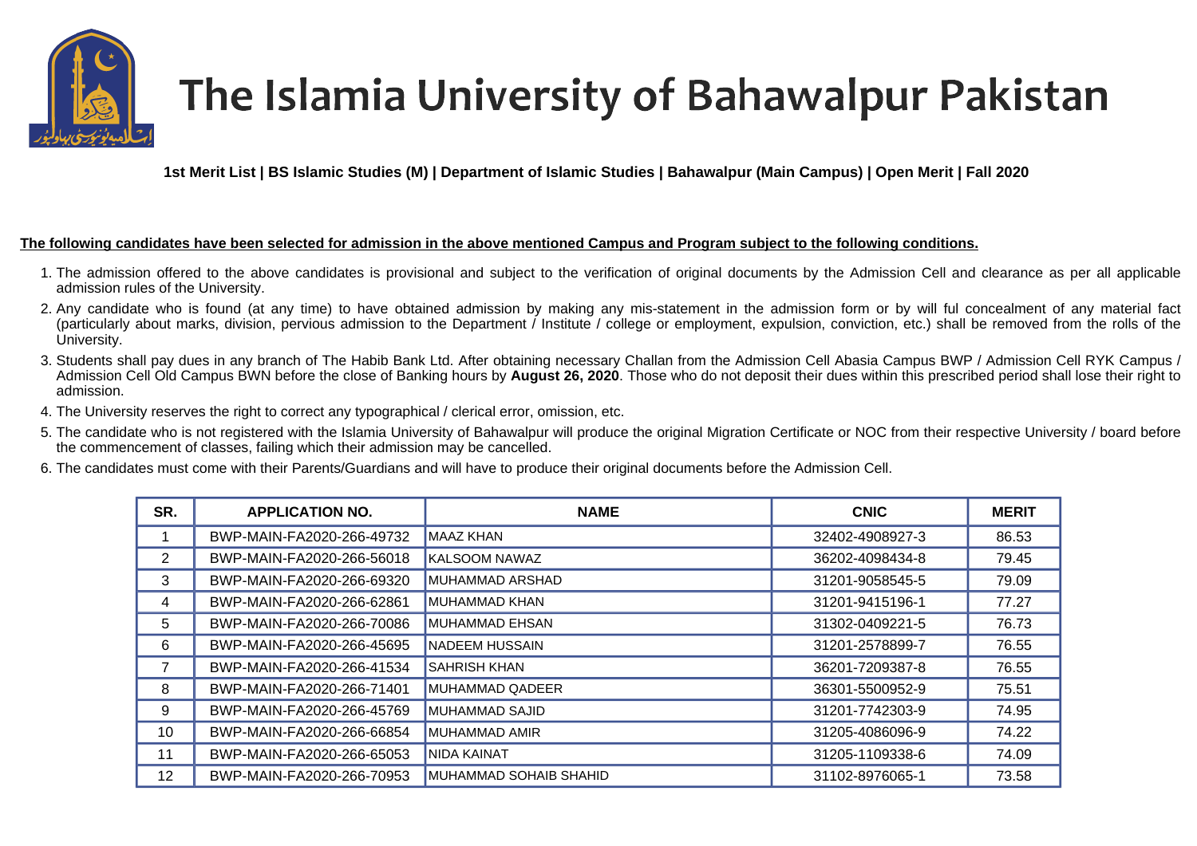# The Islamia University of Bahawalpur Pakistan

**1st Merit List | BS Islamic Studies (M) | Department of Islamic Studies | Bahawalpur (Main Campus) | Open Merit | Fall 2020**

**The following candidates have been selected for admission in the above mentioned Campus and Program subject to the following conditions.**

1. The admission offered to the above candidates is provisional and subject to the verification of original documents by the Admission Cell and clearance as per all applicable admission rules of the University.
2. Any candidate who is found (at any time) to have obtained admission by making any mis-statement in the admission form or by will ful concealment of any material fact (particularly about marks, division, pervious admission to the Department / Institute / college or employment, expulsion, conviction, etc.) shall be removed from the rolls of the University.
3. Students shall pay dues in any branch of The Habib Bank Ltd. After obtaining necessary Challan from the Admission Cell Abasia Campus BWP / Admission Cell RYK Campus / Admission Cell Old Campus BWN before the close of Banking hours by **August 26, 2020**. Those who do not deposit their dues within this prescribed period shall lose their right to admission.
4. The University reserves the right to correct any typographical / clerical error, omission, etc.
5. The candidate who is not registered with the Islamia University of Bahawalpur will produce the original Migration Certificate or NOC from their respective University / board before the commencement of classes, failing which their admission may be cancelled.
6. The candidates must come with their Parents/Guardians and will have to produce their original documents before the Admission Cell.

| SR. | APPLICATION NO. | NAME | CNIC | MERIT |
|---|---|---|---|---|
| 1 | BWP-MAIN-FA2020-266-49732 | MAAZ KHAN | 32402-4908927-3 | 86.53 |
| 2 | BWP-MAIN-FA2020-266-56018 | KALSOOM NAWAZ | 36202-4098434-8 | 79.45 |
| 3 | BWP-MAIN-FA2020-266-69320 | MUHAMMAD ARSHAD | 31201-9058545-5 | 79.09 |
| 4 | BWP-MAIN-FA2020-266-62861 | MUHAMMAD KHAN | 31201-9415196-1 | 77.27 |
| 5 | BWP-MAIN-FA2020-266-70086 | MUHAMMAD EHSAN | 31302-0409221-5 | 76.73 |
| 6 | BWP-MAIN-FA2020-266-45695 | NADEEM HUSSAIN | 31201-2578899-7 | 76.55 |
| 7 | BWP-MAIN-FA2020-266-41534 | SAHRISH KHAN | 36201-7209387-8 | 76.55 |
| 8 | BWP-MAIN-FA2020-266-71401 | MUHAMMAD QADEER | 36301-5500952-9 | 75.51 |
| 9 | BWP-MAIN-FA2020-266-45769 | MUHAMMAD SAJID | 31201-7742303-9 | 74.95 |
| 10 | BWP-MAIN-FA2020-266-66854 | MUHAMMAD AMIR | 31205-4086096-9 | 74.22 |
| 11 | BWP-MAIN-FA2020-266-65053 | NIDA KAINAT | 31205-1109338-6 | 74.09 |
| 12 | BWP-MAIN-FA2020-266-70953 | MUHAMMAD SOHAIB SHAHID | 31102-8976065-1 | 73.58 |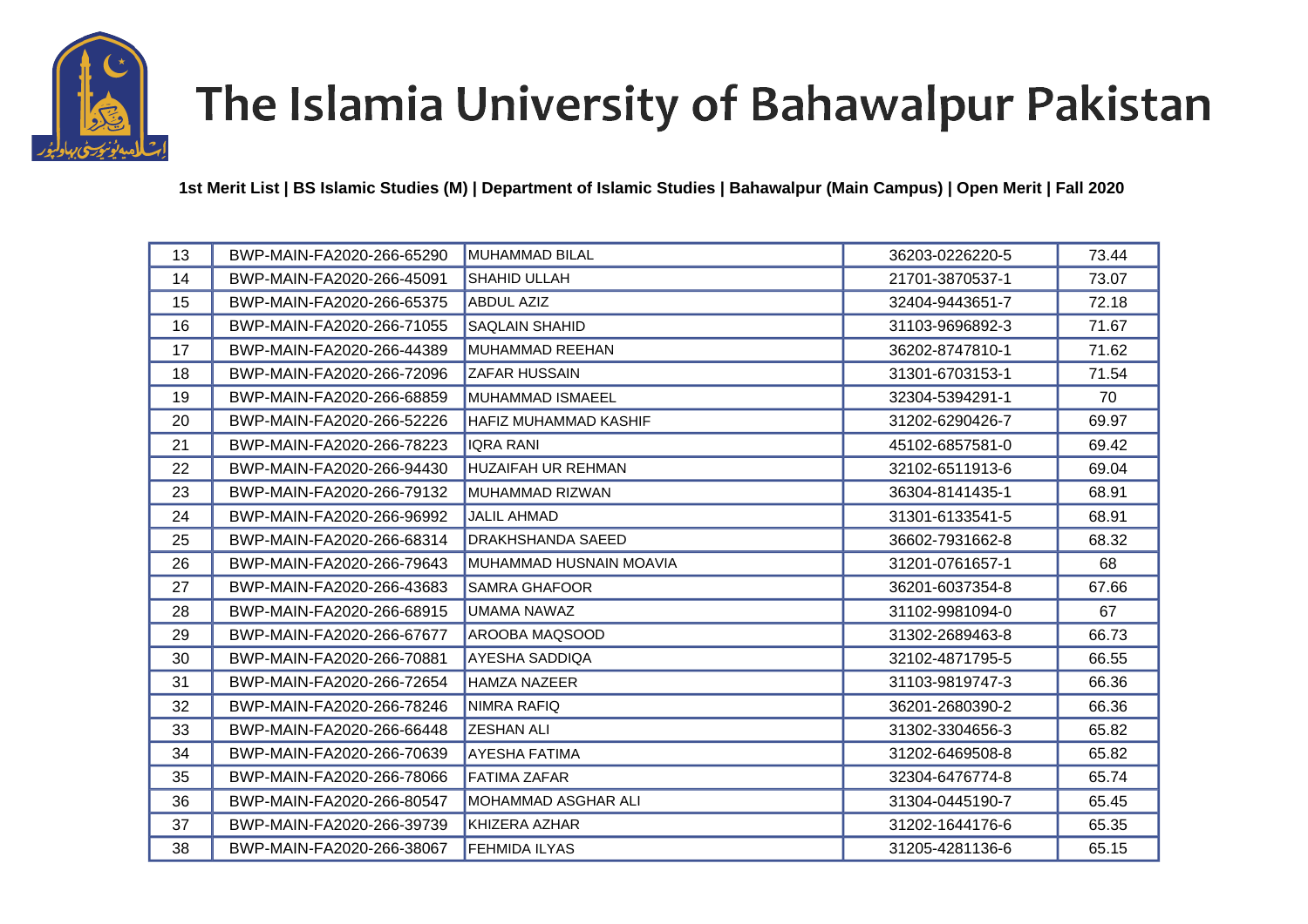# The Islamia University of Bahawalpur Pakistan

**1st Merit List | BS Islamic Studies (M) | Department of Islamic Studies | Bahawalpur (Main Campus) | Open Merit | Fall 2020**

| | | | | |
|---|---|---|---|---|
| 13 | BWP-MAIN-FA2020-266-65290 | MUHAMMAD BILAL | 36203-0226220-5 | 73.44 |
| 14 | BWP-MAIN-FA2020-266-45091 | SHAHID ULLAH | 21701-3870537-1 | 73.07 |
| 15 | BWP-MAIN-FA2020-266-65375 | ABDUL AZIZ | 32404-9443651-7 | 72.18 |
| 16 | BWP-MAIN-FA2020-266-71055 | SAQLAIN SHAHID | 31103-9696892-3 | 71.67 |
| 17 | BWP-MAIN-FA2020-266-44389 | MUHAMMAD REEHAN | 36202-8747810-1 | 71.62 |
| 18 | BWP-MAIN-FA2020-266-72096 | ZAFAR HUSSAIN | 31301-6703153-1 | 71.54 |
| 19 | BWP-MAIN-FA2020-266-68859 | MUHAMMAD ISMAEEL | 32304-5394291-1 | 70 |
| 20 | BWP-MAIN-FA2020-266-52226 | HAFIZ MUHAMMAD KASHIF | 31202-6290426-7 | 69.97 |
| 21 | BWP-MAIN-FA2020-266-78223 | IQRA RANI | 45102-6857581-0 | 69.42 |
| 22 | BWP-MAIN-FA2020-266-94430 | HUZAIFAH UR REHMAN | 32102-6511913-6 | 69.04 |
| 23 | BWP-MAIN-FA2020-266-79132 | MUHAMMAD RIZWAN | 36304-8141435-1 | 68.91 |
| 24 | BWP-MAIN-FA2020-266-96992 | JALIL AHMAD | 31301-6133541-5 | 68.91 |
| 25 | BWP-MAIN-FA2020-266-68314 | DRAKHSHANDA SAEED | 36602-7931662-8 | 68.32 |
| 26 | BWP-MAIN-FA2020-266-79643 | MUHAMMAD HUSNAIN MOAVIA | 31201-0761657-1 | 68 |
| 27 | BWP-MAIN-FA2020-266-43683 | SAMRA GHAFOOR | 36201-6037354-8 | 67.66 |
| 28 | BWP-MAIN-FA2020-266-68915 | UMAMA NAWAZ | 31102-9981094-0 | 67 |
| 29 | BWP-MAIN-FA2020-266-67677 | AROOBA MAQSOOD | 31302-2689463-8 | 66.73 |
| 30 | BWP-MAIN-FA2020-266-70881 | AYESHA SADDIQA | 32102-4871795-5 | 66.55 |
| 31 | BWP-MAIN-FA2020-266-72654 | HAMZA NAZEER | 31103-9819747-3 | 66.36 |
| 32 | BWP-MAIN-FA2020-266-78246 | NIMRA RAFIQ | 36201-2680390-2 | 66.36 |
| 33 | BWP-MAIN-FA2020-266-66448 | ZESHAN ALI | 31302-3304656-3 | 65.82 |
| 34 | BWP-MAIN-FA2020-266-70639 | AYESHA FATIMA | 31202-6469508-8 | 65.82 |
| 35 | BWP-MAIN-FA2020-266-78066 | FATIMA ZAFAR | 32304-6476774-8 | 65.74 |
| 36 | BWP-MAIN-FA2020-266-80547 | MOHAMMAD ASGHAR ALI | 31304-0445190-7 | 65.45 |
| 37 | BWP-MAIN-FA2020-266-39739 | KHIZERA AZHAR | 31202-1644176-6 | 65.35 |
| 38 | BWP-MAIN-FA2020-266-38067 | FEHMIDA ILYAS | 31205-4281136-6 | 65.15 |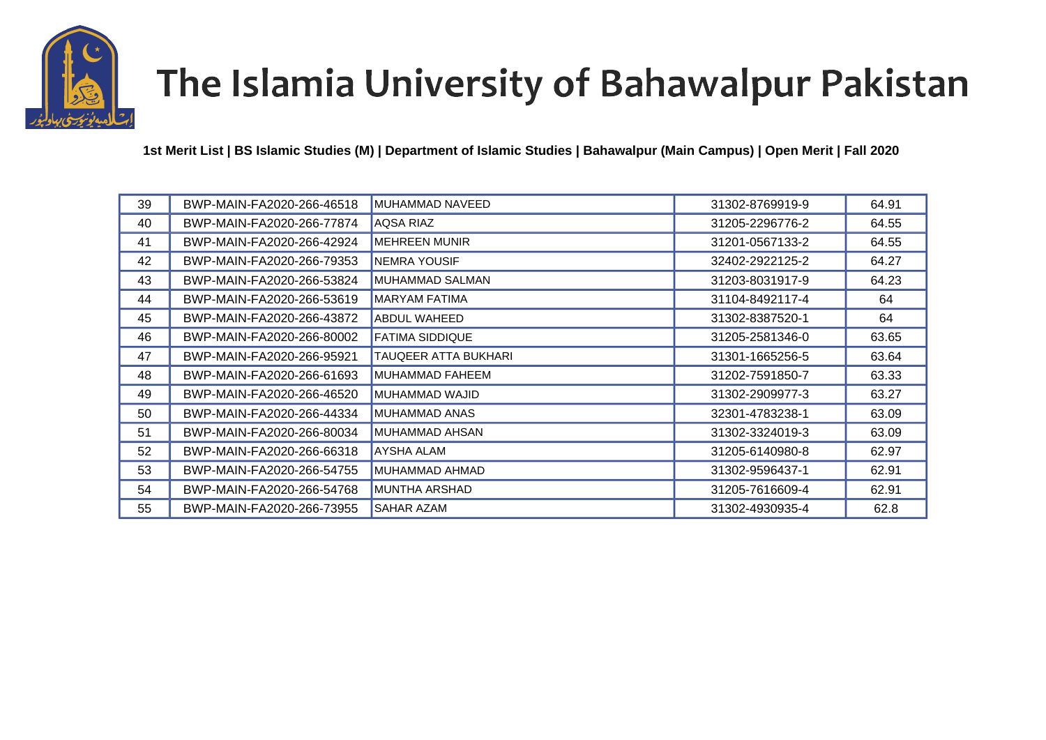# The Islamia University of Bahawalpur Pakistan

**1st Merit List | BS Islamic Studies (M) | Department of Islamic Studies | Bahawalpur (Main Campus) | Open Merit | Fall 2020**

| | | | | |
|---|---|---|---|---|
| 39 | BWP-MAIN-FA2020-266-46518 | MUHAMMAD NAVEED | 31302-8769919-9 | 64.91 |
| 40 | BWP-MAIN-FA2020-266-77874 | AQSA RIAZ | 31205-2296776-2 | 64.55 |
| 41 | BWP-MAIN-FA2020-266-42924 | MEHREEN MUNIR | 31201-0567133-2 | 64.55 |
| 42 | BWP-MAIN-FA2020-266-79353 | NEMRA YOUSIF | 32402-2922125-2 | 64.27 |
| 43 | BWP-MAIN-FA2020-266-53824 | MUHAMMAD SALMAN | 31203-8031917-9 | 64.23 |
| 44 | BWP-MAIN-FA2020-266-53619 | MARYAM FATIMA | 31104-8492117-4 | 64 |
| 45 | BWP-MAIN-FA2020-266-43872 | ABDUL WAHEED | 31302-8387520-1 | 64 |
| 46 | BWP-MAIN-FA2020-266-80002 | FATIMA SIDDIQUE | 31205-2581346-0 | 63.65 |
| 47 | BWP-MAIN-FA2020-266-95921 | TAUQEER ATTA BUKHARI | 31301-1665256-5 | 63.64 |
| 48 | BWP-MAIN-FA2020-266-61693 | MUHAMMAD FAHEEM | 31202-7591850-7 | 63.33 |
| 49 | BWP-MAIN-FA2020-266-46520 | MUHAMMAD WAJID | 31302-2909977-3 | 63.27 |
| 50 | BWP-MAIN-FA2020-266-44334 | MUHAMMAD ANAS | 32301-4783238-1 | 63.09 |
| 51 | BWP-MAIN-FA2020-266-80034 | MUHAMMAD AHSAN | 31302-3324019-3 | 63.09 |
| 52 | BWP-MAIN-FA2020-266-66318 | AYSHA ALAM | 31205-6140980-8 | 62.97 |
| 53 | BWP-MAIN-FA2020-266-54755 | MUHAMMAD AHMAD | 31302-9596437-1 | 62.91 |
| 54 | BWP-MAIN-FA2020-266-54768 | MUNTHA ARSHAD | 31205-7616609-4 | 62.91 |
| 55 | BWP-MAIN-FA2020-266-73955 | SAHAR AZAM | 31302-4930935-4 | 62.8 |